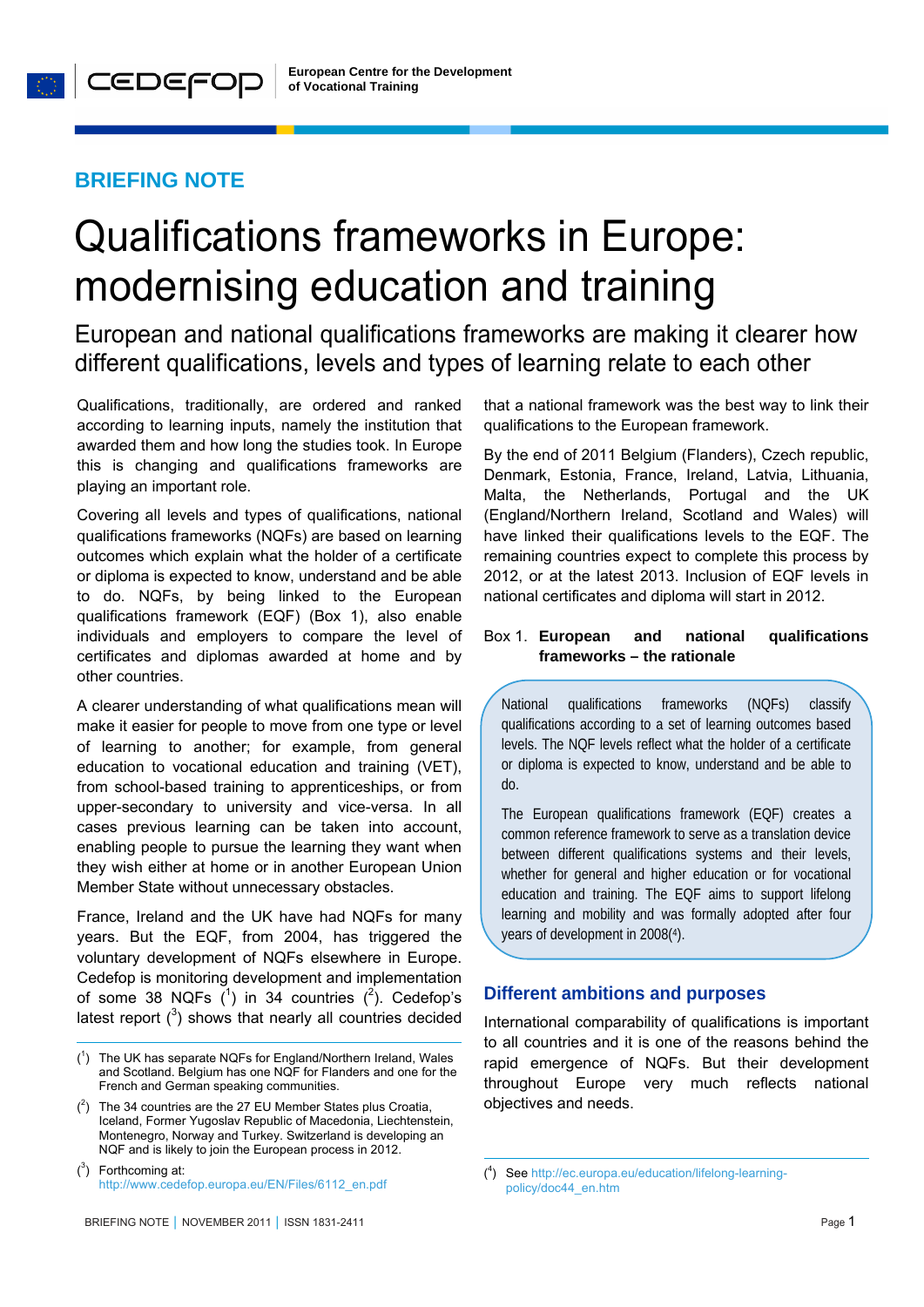BRIEFING NOTE

# Qualifications frameworks in Europe: modernising education and training

## European and national qualifications frameworks are making it clearer how different qualifications, levels and types of learning relate to each other

Qualifications, traditionally, are ordered and ranked according to learning inputs, namely the institution that awarded them and how long the studies took. In Europe this is changing and qualifications frameworks are playing an important role.

Covering all levels and types of qualifications, national qualifications frameworks (NQFs) are based on learning outcomes which explain what the holder of a certificate or diploma is expected to know, understand and be able to do. NQFs, by being linked to the European qualifications framework (EQF) (Box 1), also enable individuals and employers to compare the level of certificates and diplomas awarded at home and by other countries.

A clearer understanding of what qualifications mean will make it easier for people to move from one type or level of learning to another; for example, from general education to vocational education and training (VET), from school-based training to apprenticeships, or from upper-secondary to university and vice-versa. In all cases previous learning can be taken into account, enabling people to pursue the learning they want when they wish either at home or in another European Union Member State without unnecessary obstacles.

France, Ireland and the UK have had NQFs for many years. But the EQF, from 2004, has triggered the voluntary development of NQFs elsewhere in Europe. Cedefop is monitoring development and implementation of some 38 NQFs ([1]) in 34 countries ([2]). Cedefop's latest report ([3]) shows that nearly all countries decided that a national framework was the best way to link their qualifications to the European framework.

By the end of 2011 Belgium (Flanders), Czech republic, Denmark, Estonia, France, Ireland, Latvia, Lithuania, Malta, the Netherlands, Portugal and the UK (England/Northern Ireland, Scotland and Wales) will have linked their qualifications levels to the EQF. The remaining countries expect to complete this process by 2012, or at the latest 2013. Inclusion of EQF levels in national certificates and diploma will start in 2012.

Box 1. **European and national qualifications frameworks – the rationale**

> National qualifications frameworks (NQFs) classify qualifications according to a set of learning outcomes based levels. The NQF levels reflect what the holder of a certificate or diploma is expected to know, understand and be able to do.
>
> The European qualifications framework (EQF) creates a common reference framework to serve as a translation device between different qualifications systems and their levels, whether for general and higher education or for vocational education and training. The EQF aims to support lifelong learning and mobility and was formally adopted after four years of development in 2008([4]).

## Different ambitions and purposes

International comparability of qualifications is important to all countries and it is one of the reasons behind the rapid emergence of NQFs. But their development throughout Europe very much reflects national objectives and needs.

---

([1]) The UK has separate NQFs for England/Northern Ireland, Wales and Scotland. Belgium has one NQF for Flanders and one for the French and German speaking communities.

([2]) The 34 countries are the 27 EU Member States plus Croatia, Iceland, Former Yugoslav Republic of Macedonia, Liechtenstein, Montenegro, Norway and Turkey. Switzerland is developing an NQF and is likely to join the European process in 2012.

([3]) Forthcoming at: http://www.cedefop.europa.eu/EN/Files/6112_en.pdf

([4]) See http://ec.europa.eu/education/lifelong-learning-policy/doc44_en.htm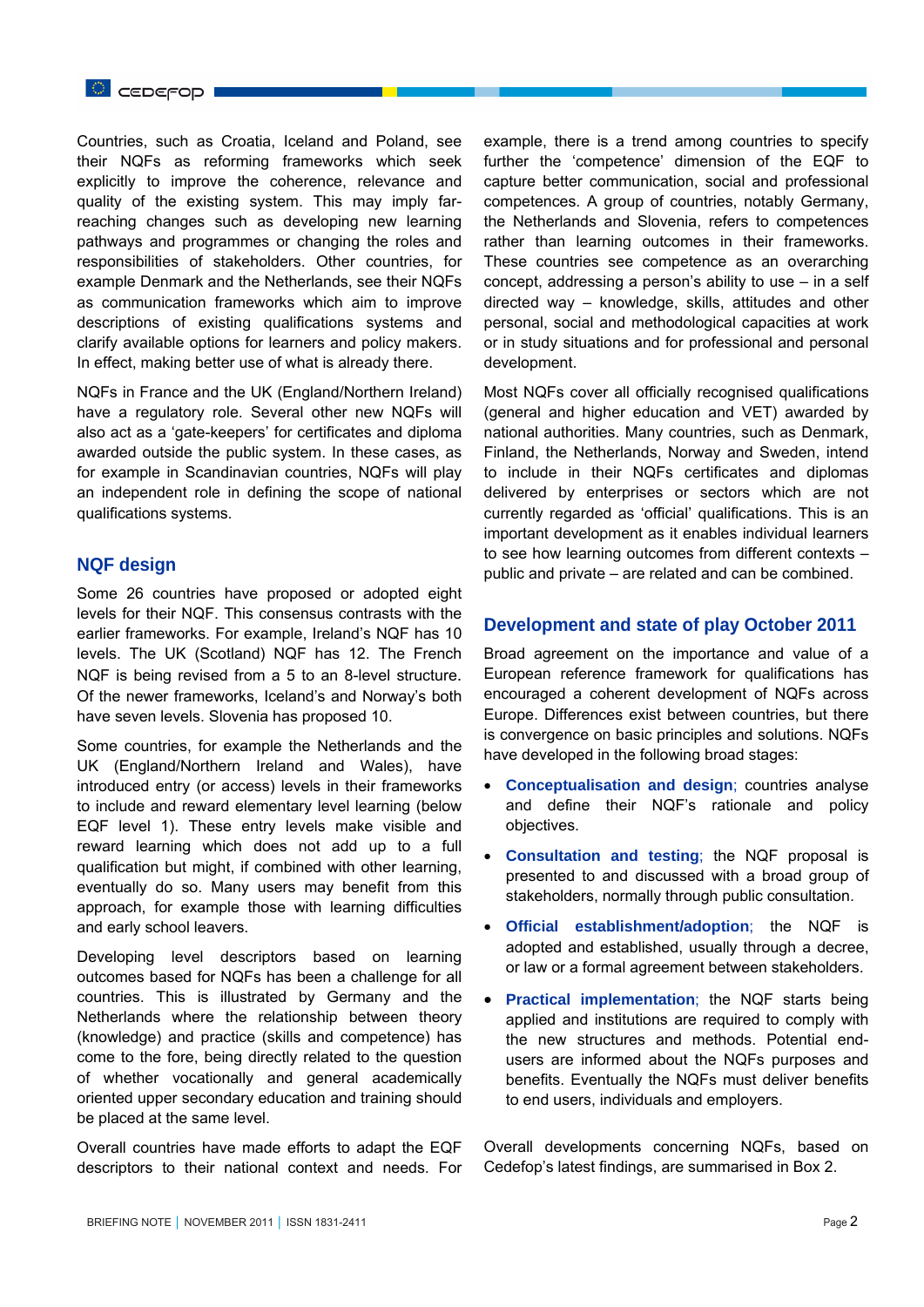Countries, such as Croatia, Iceland and Poland, see their NQFs as reforming frameworks which seek explicitly to improve the coherence, relevance and quality of the existing system. This may imply far-reaching changes such as developing new learning pathways and programmes or changing the roles and responsibilities of stakeholders. Other countries, for example Denmark and the Netherlands, see their NQFs as communication frameworks which aim to improve descriptions of existing qualifications systems and clarify available options for learners and policy makers. In effect, making better use of what is already there.

NQFs in France and the UK (England/Northern Ireland) have a regulatory role. Several other new NQFs will also act as a 'gate-keepers' for certificates and diploma awarded outside the public system. In these cases, as for example in Scandinavian countries, NQFs will play an independent role in defining the scope of national qualifications systems.

## NQF design

Some 26 countries have proposed or adopted eight levels for their NQF. This consensus contrasts with the earlier frameworks. For example, Ireland's NQF has 10 levels. The UK (Scotland) NQF has 12. The French NQF is being revised from a 5 to an 8-level structure. Of the newer frameworks, Iceland's and Norway's both have seven levels. Slovenia has proposed 10.

Some countries, for example the Netherlands and the UK (England/Northern Ireland and Wales), have introduced entry (or access) levels in their frameworks to include and reward elementary level learning (below EQF level 1). These entry levels make visible and reward learning which does not add up to a full qualification but might, if combined with other learning, eventually do so. Many users may benefit from this approach, for example those with learning difficulties and early school leavers.

Developing level descriptors based on learning outcomes based for NQFs has been a challenge for all countries. This is illustrated by Germany and the Netherlands where the relationship between theory (knowledge) and practice (skills and competence) has come to the fore, being directly related to the question of whether vocationally and general academically oriented upper secondary education and training should be placed at the same level.

Overall countries have made efforts to adapt the EQF descriptors to their national context and needs. For example, there is a trend among countries to specify further the 'competence' dimension of the EQF to capture better communication, social and professional competences. A group of countries, notably Germany, the Netherlands and Slovenia, refers to competences rather than learning outcomes in their frameworks. These countries see competence as an overarching concept, addressing a person's ability to use – in a self directed way – knowledge, skills, attitudes and other personal, social and methodological capacities at work or in study situations and for professional and personal development.

Most NQFs cover all officially recognised qualifications (general and higher education and VET) awarded by national authorities. Many countries, such as Denmark, Finland, the Netherlands, Norway and Sweden, intend to include in their NQFs certificates and diplomas delivered by enterprises or sectors which are not currently regarded as 'official' qualifications. This is an important development as it enables individual learners to see how learning outcomes from different contexts – public and private – are related and can be combined.

## Development and state of play October 2011

Broad agreement on the importance and value of a European reference framework for qualifications has encouraged a coherent development of NQFs across Europe. Differences exist between countries, but there is convergence on basic principles and solutions. NQFs have developed in the following broad stages:

- **Conceptualisation and design**; countries analyse and define their NQF's rationale and policy objectives.
- **Consultation and testing**; the NQF proposal is presented to and discussed with a broad group of stakeholders, normally through public consultation.
- **Official establishment/adoption**; the NQF is adopted and established, usually through a decree, or law or a formal agreement between stakeholders.
- **Practical implementation**; the NQF starts being applied and institutions are required to comply with the new structures and methods. Potential end-users are informed about the NQFs purposes and benefits. Eventually the NQFs must deliver benefits to end users, individuals and employers.

Overall developments concerning NQFs, based on Cedefop's latest findings, are summarised in Box 2.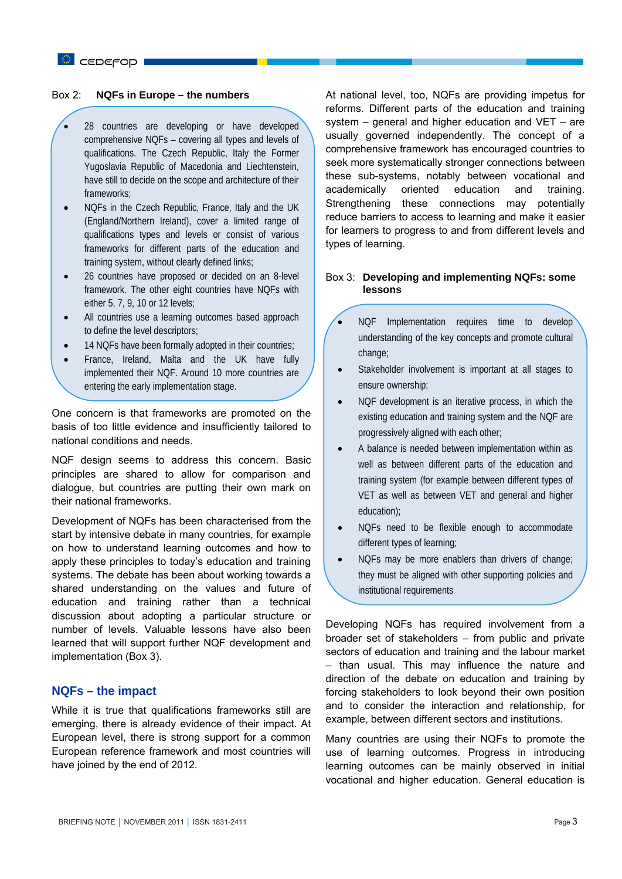Box 2: **NQFs in Europe – the numbers**

- 28 countries are developing or have developed comprehensive NQFs – covering all types and levels of qualifications. The Czech Republic, Italy the Former Yugoslavia Republic of Macedonia and Liechtenstein, have still to decide on the scope and architecture of their frameworks;
- NQFs in the Czech Republic, France, Italy and the UK (England/Northern Ireland), cover a limited range of qualifications types and levels or consist of various frameworks for different parts of the education and training system, without clearly defined links;
- 26 countries have proposed or decided on an 8-level framework. The other eight countries have NQFs with either 5, 7, 9, 10 or 12 levels;
- All countries use a learning outcomes based approach to define the level descriptors;
- 14 NQFs have been formally adopted in their countries;
- France, Ireland, Malta and the UK have fully implemented their NQF. Around 10 more countries are entering the early implementation stage.

One concern is that frameworks are promoted on the basis of too little evidence and insufficiently tailored to national conditions and needs.

NQF design seems to address this concern. Basic principles are shared to allow for comparison and dialogue, but countries are putting their own mark on their national frameworks.

Development of NQFs has been characterised from the start by intensive debate in many countries, for example on how to understand learning outcomes and how to apply these principles to today's education and training systems. The debate has been about working towards a shared understanding on the values and future of education and training rather than a technical discussion about adopting a particular structure or number of levels. Valuable lessons have also been learned that will support further NQF development and implementation (Box 3).

## NQFs – the impact

While it is true that qualifications frameworks still are emerging, there is already evidence of their impact. At European level, there is strong support for a common European reference framework and most countries will have joined by the end of 2012.

At national level, too, NQFs are providing impetus for reforms. Different parts of the education and training system – general and higher education and VET – are usually governed independently. The concept of a comprehensive framework has encouraged countries to seek more systematically stronger connections between these sub-systems, notably between vocational and academically oriented education and training. Strengthening these connections may potentially reduce barriers to access to learning and make it easier for learners to progress to and from different levels and types of learning.

Box 3: **Developing and implementing NQFs: some lessons**

- NQF Implementation requires time to develop understanding of the key concepts and promote cultural change;
- Stakeholder involvement is important at all stages to ensure ownership;
- NQF development is an iterative process, in which the existing education and training system and the NQF are progressively aligned with each other;
- A balance is needed between implementation within as well as between different parts of the education and training system (for example between different types of VET as well as between VET and general and higher education);
- NQFs need to be flexible enough to accommodate different types of learning;
- NQFs may be more enablers than drivers of change; they must be aligned with other supporting policies and institutional requirements

Developing NQFs has required involvement from a broader set of stakeholders – from public and private sectors of education and training and the labour market – than usual. This may influence the nature and direction of the debate on education and training by forcing stakeholders to look beyond their own position and to consider the interaction and relationship, for example, between different sectors and institutions.

Many countries are using their NQFs to promote the use of learning outcomes. Progress in introducing learning outcomes can be mainly observed in initial vocational and higher education. General education is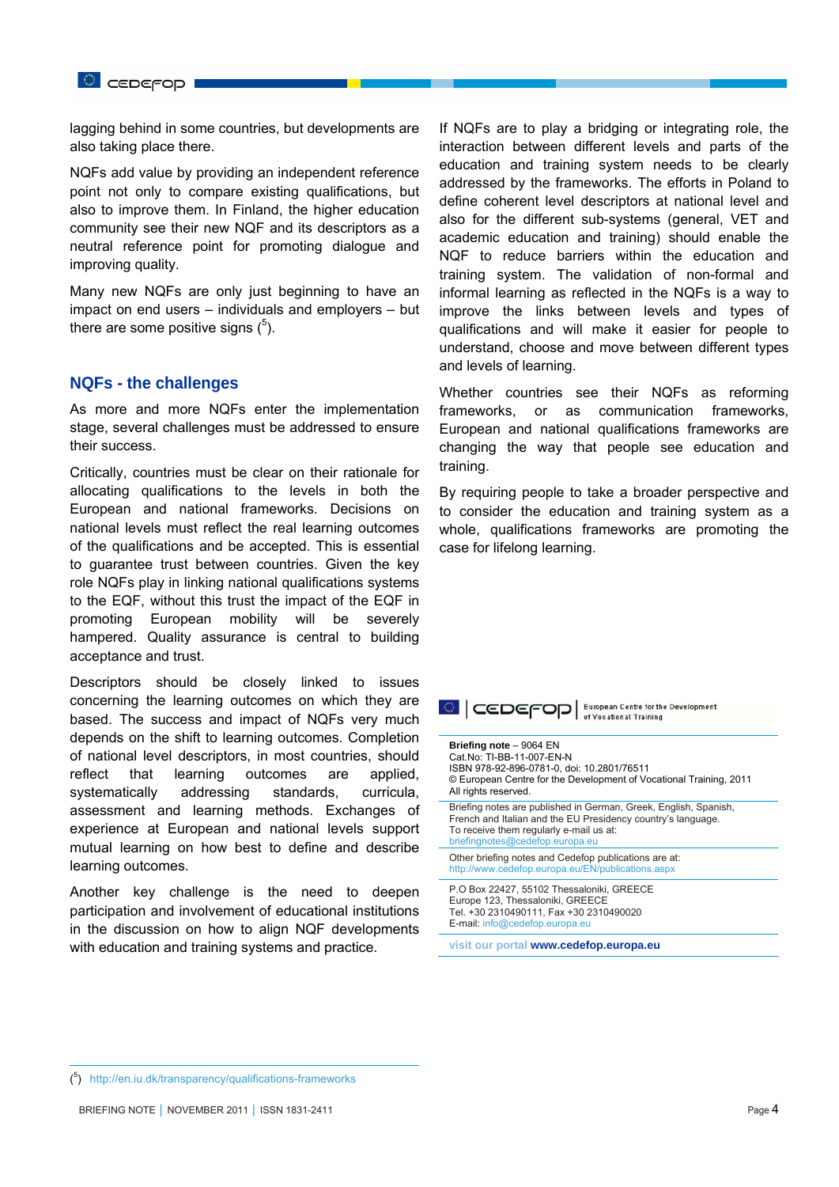lagging behind in some countries, but developments are also taking place there.

NQFs add value by providing an independent reference point not only to compare existing qualifications, but also to improve them. In Finland, the higher education community see their new NQF and its descriptors as a neutral reference point for promoting dialogue and improving quality.

Many new NQFs are only just beginning to have an impact on end users – individuals and employers – but there are some positive signs ([5]).

## NQFs - the challenges

As more and more NQFs enter the implementation stage, several challenges must be addressed to ensure their success.

Critically, countries must be clear on their rationale for allocating qualifications to the levels in both the European and national frameworks. Decisions on national levels must reflect the real learning outcomes of the qualifications and be accepted. This is essential to guarantee trust between countries. Given the key role NQFs play in linking national qualifications systems to the EQF, without this trust the impact of the EQF in promoting European mobility will be severely hampered. Quality assurance is central to building acceptance and trust.

Descriptors should be closely linked to issues concerning the learning outcomes on which they are based. The success and impact of NQFs very much depends on the shift to learning outcomes. Completion of national level descriptors, in most countries, should reflect that learning outcomes are applied, systematically addressing standards, curricula, assessment and learning methods. Exchanges of experience at European and national levels support mutual learning on how best to define and describe learning outcomes.

Another key challenge is the need to deepen participation and involvement of educational institutions in the discussion on how to align NQF developments with education and training systems and practice.

If NQFs are to play a bridging or integrating role, the interaction between different levels and parts of the education and training system needs to be clearly addressed by the frameworks. The efforts in Poland to define coherent level descriptors at national level and also for the different sub-systems (general, VET and academic education and training) should enable the NQF to reduce barriers within the education and training system. The validation of non-formal and informal learning as reflected in the NQFs is a way to improve the links between levels and types of qualifications and will make it easier for people to understand, choose and move between different types and levels of learning.

Whether countries see their NQFs as reforming frameworks, or as communication frameworks, European and national qualifications frameworks are changing the way that people see education and training.

By requiring people to take a broader perspective and to consider the education and training system as a whole, qualifications frameworks are promoting the case for lifelong learning.

---

Cedefop | European Centre for the Development of Vocational Training

**Briefing note** – 9064 EN
Cat.No: TI-BB-11-007-EN-N
ISBN 978-92-896-0781-0, doi: 10.2801/76511
© European Centre for the Development of Vocational Training, 2011
All rights reserved.

Briefing notes are published in German, Greek, English, Spanish, French and Italian and the EU Presidency country's language.
To receive them regularly e-mail us at:
briefingnotes@cedefop.europa.eu

Other briefing notes and Cedefop publications are at:
http://www.cedefop.europa.eu/EN/publications.aspx

P.O Box 22427, 55102 Thessaloniki, GREECE
Europe 123, Thessaloniki, GREECE
Tel. +30 2310490111, Fax +30 2310490020
E-mail: info@cedefop.europa.eu

visit our portal **www.cedefop.europa.eu**

---

([5]) http://en.iu.dk/transparency/qualifications-frameworks